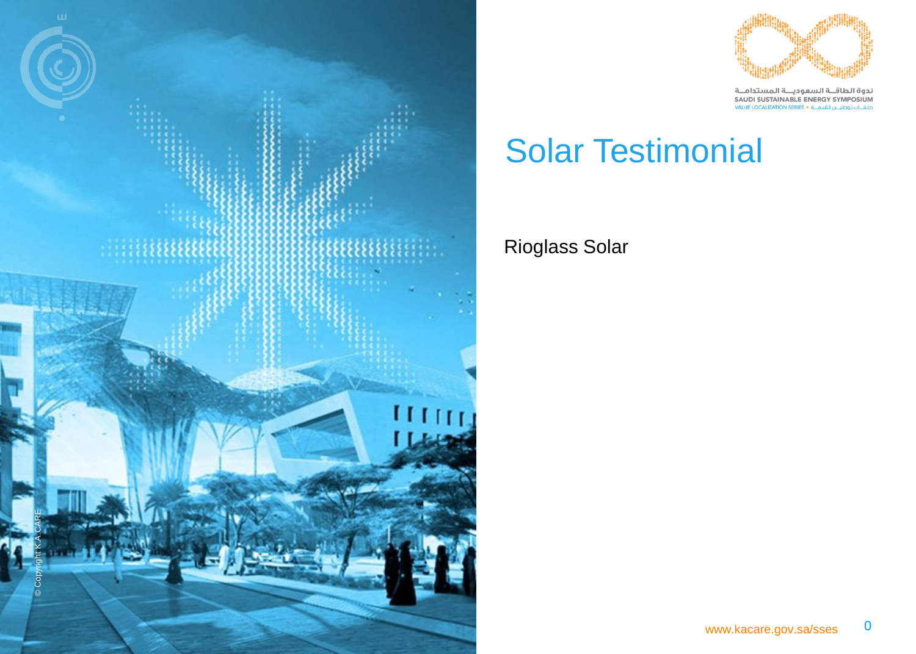ندوة الطاقـة السعوديـة المستدامـة
SAUDI SUSTAINABLE ENERGY SYMPOSIUM
VALUE LOCALIZATION SERIES • حلقـات توطيـن القيمـة

# Solar Testimonial

Rioglass Solar

© Copyright K.A.CARE

www.kacare.gov.sa/sses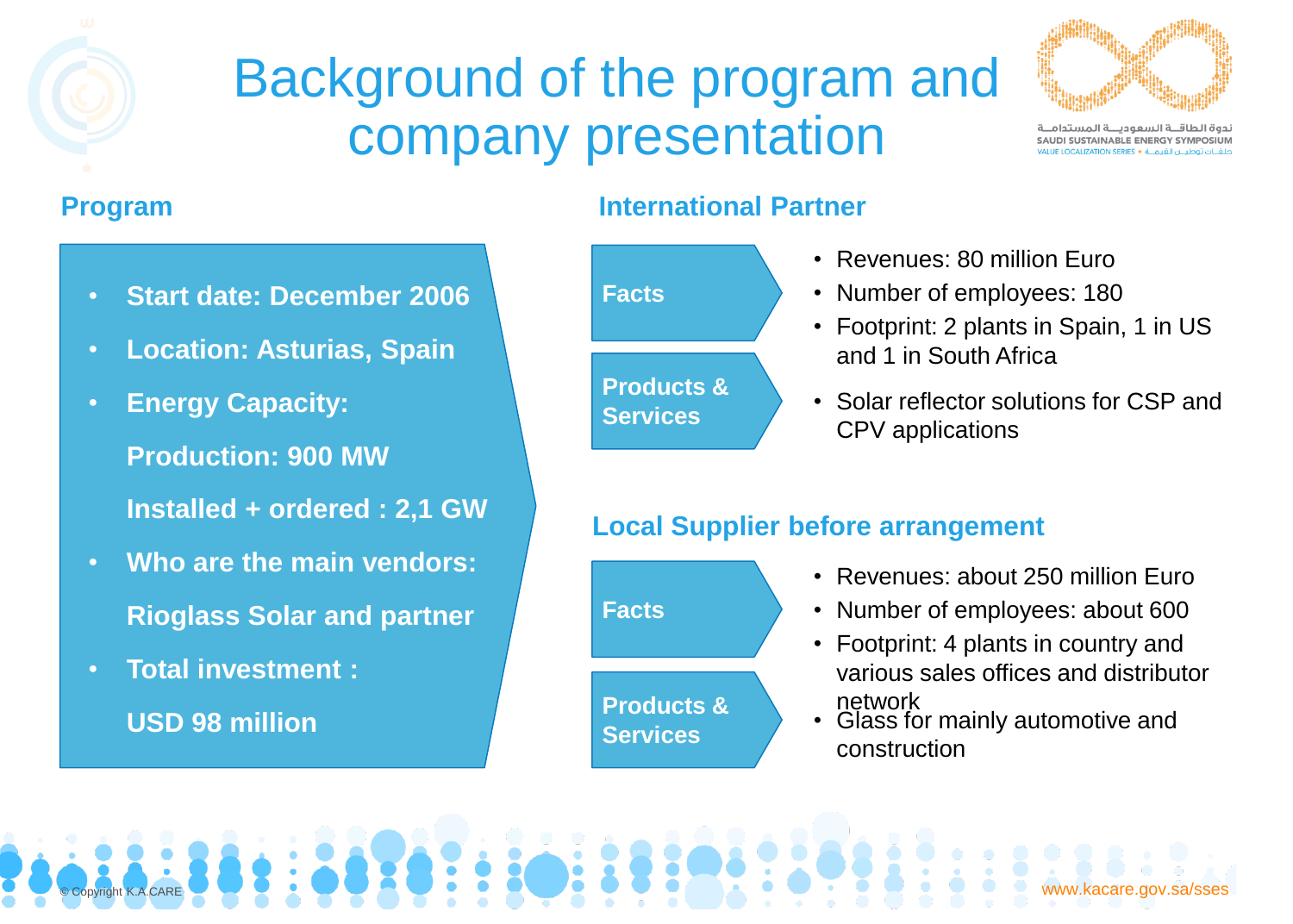# Background of the program and company presentation

## Program

- **Start date: December 2006**
- **Location: Asturias, Spain**
- **Energy Capacity:**

  **Production: 900 MW**

  **Installed + ordered : 2,1 GW**
- **Who are the main vendors:**

  **Rioglass Solar and partner**
- **Total investment :**

  **USD 98 million**

## International Partner

**Facts**

- Revenues: 80 million Euro
- Number of employees: 180
- Footprint: 2 plants in Spain, 1 in US and 1 in South Africa

**Products & Services**

- Solar reflector solutions for CSP and CPV applications

## Local Supplier before arrangement

**Facts**

- Revenues: about 250 million Euro
- Number of employees: about 600
- Footprint: 4 plants in country and various sales offices and distributor network

**Products & Services**

- Glass for mainly automotive and construction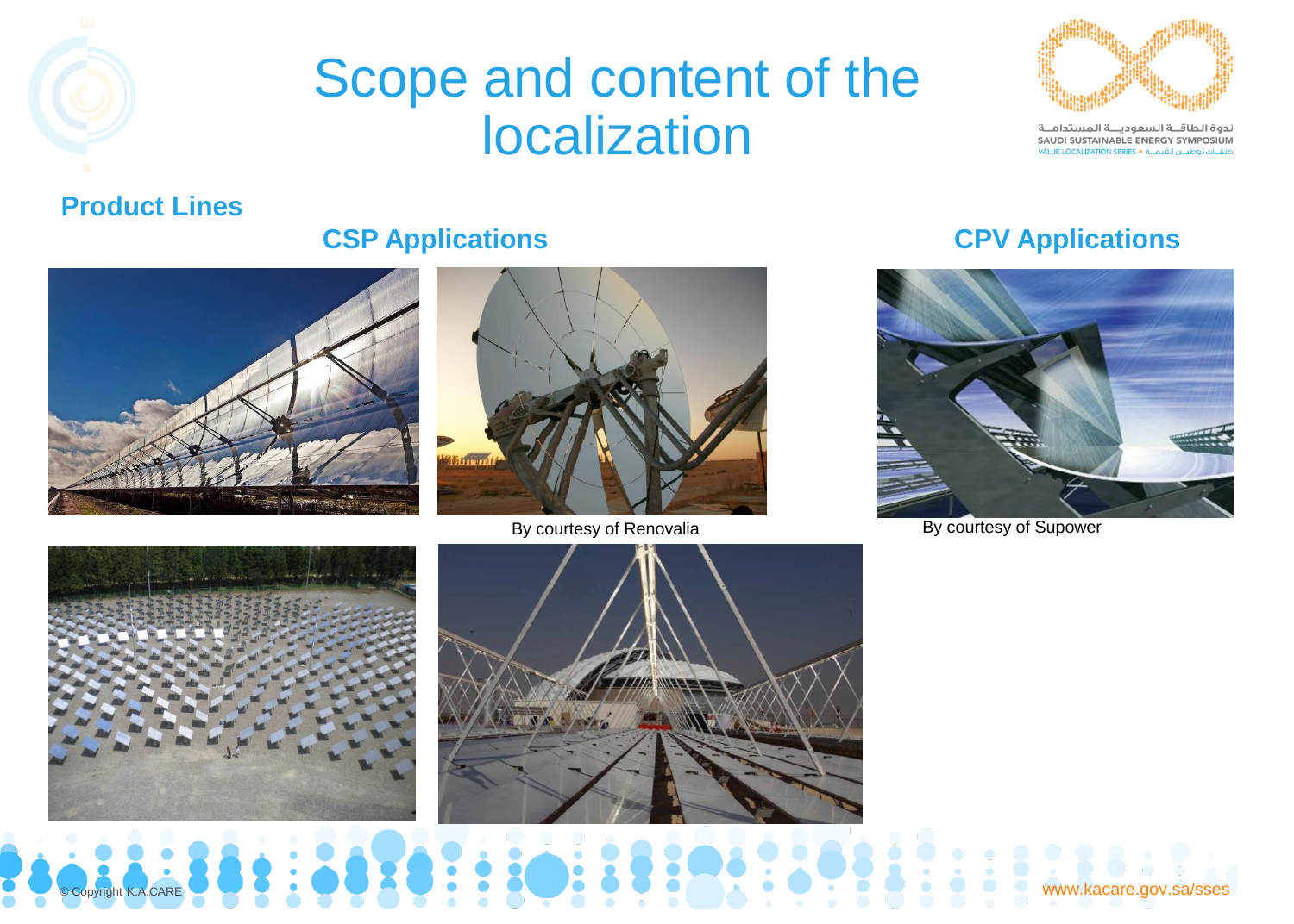# Scope and content of the localization

## Product Lines

### CSP Applications

By courtesy of Renovalia

### CPV Applications

By courtesy of Supower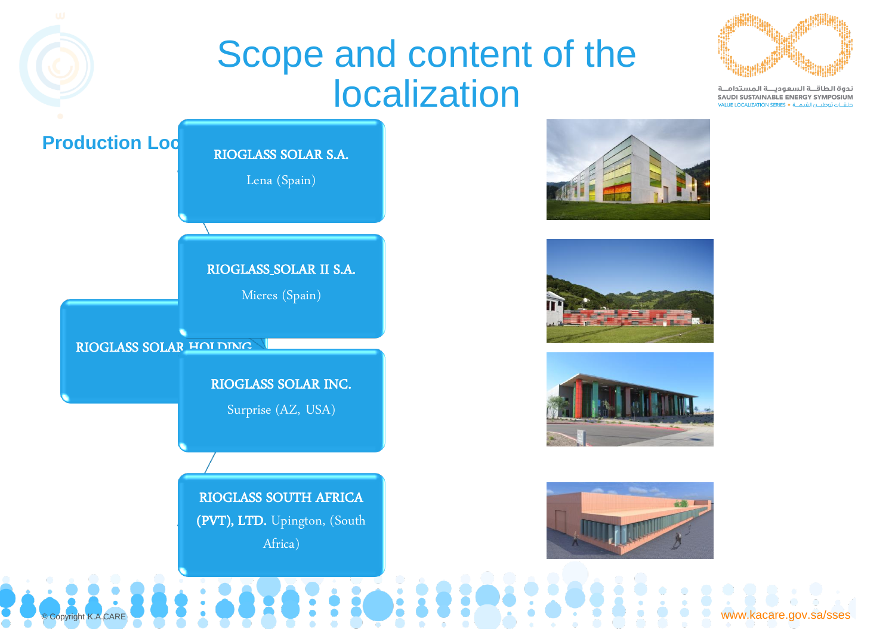# Scope and content of the localization

**Production Loc**

RIOGLASS SOLAR HOLDING

- **RIOGLASS SOLAR S.A.** Lena (Spain)
- **RIOGLASS SOLAR II S.A.** Mieres (Spain)
- **RIOGLASS SOLAR INC.** Surprise (AZ, USA)
- **RIOGLASS SOUTH AFRICA (PVT), LTD.** Upington, (South Africa)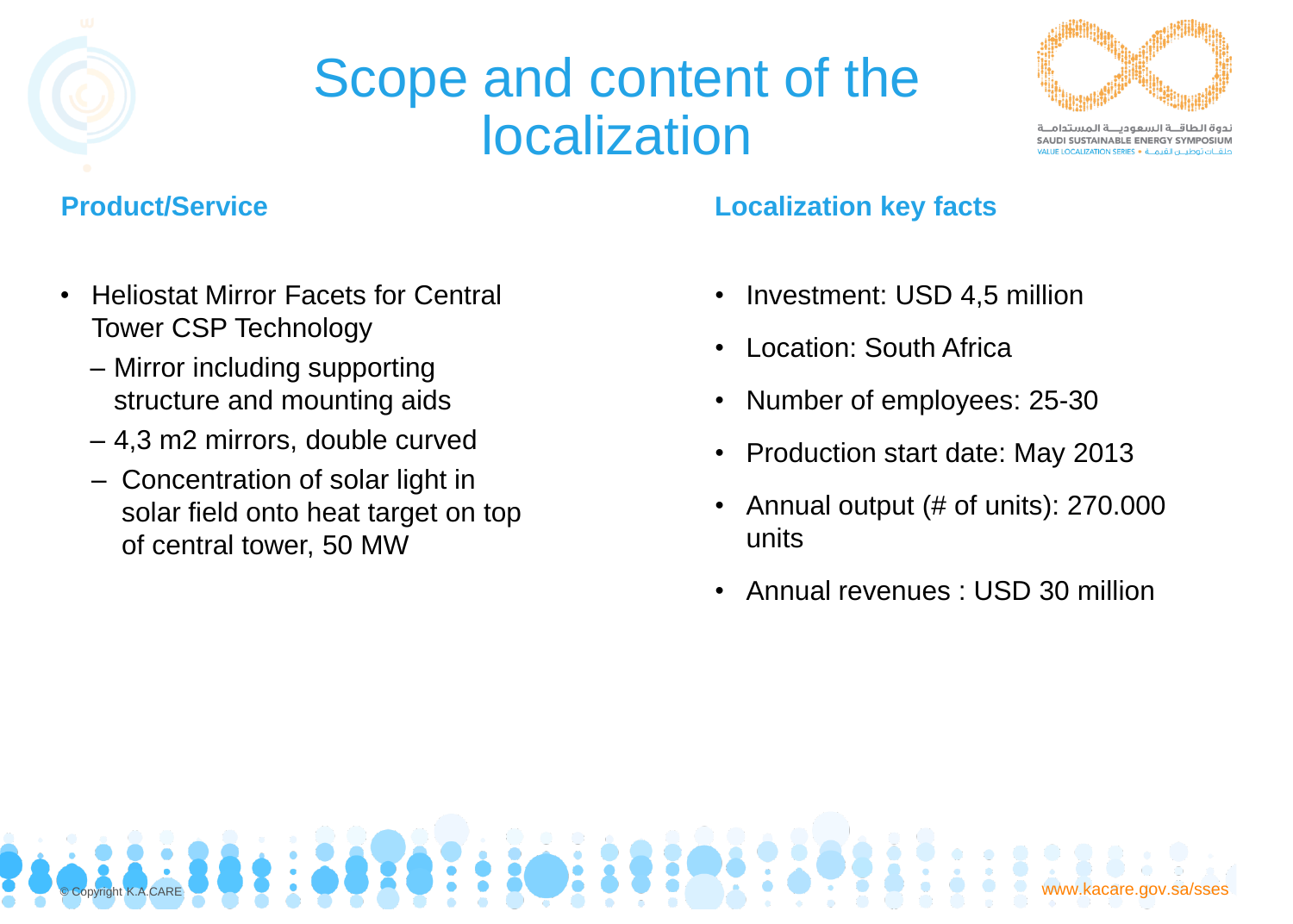# Scope and content of the localization

## Product/Service

- Heliostat Mirror Facets for Central Tower CSP Technology
  - – Mirror including supporting structure and mounting aids
  - – 4,3 m2 mirrors, double curved
  - – Concentration of solar light in solar field onto heat target on top of central tower, 50 MW

## Localization key facts

- Investment: USD 4,5 million
- Location: South Africa
- Number of employees: 25-30
- Production start date: May 2013
- Annual output (# of units): 270.000 units
- Annual revenues : USD 30 million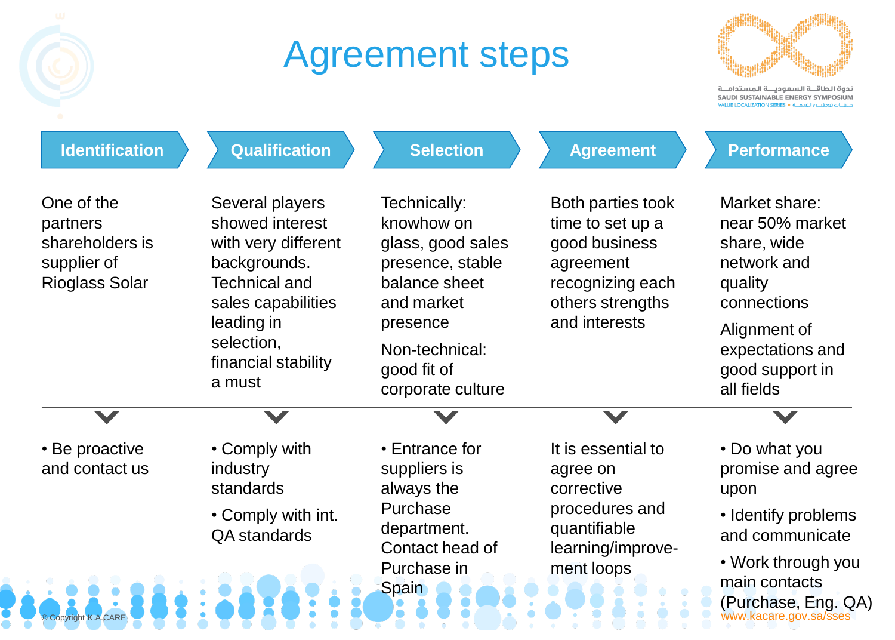# Agreement steps

| Identification | Qualification | Selection | Agreement | Performance |
|---|---|---|---|---|
| One of the partners shareholders is supplier of Rioglass Solar | Several players showed interest with very different backgrounds. Technical and sales capabilities leading in selection, financial stability a must | Technically: knowhow on glass, good sales presence, stable balance sheet and market presence<br><br>Non-technical: good fit of corporate culture | Both parties took time to set up a good business agreement recognizing each others strengths and interests | Market share: near 50% market share, wide network and quality connections<br><br>Alignment of expectations and good support in all fields |
| • Be proactive and contact us | • Comply with industry standards<br><br>• Comply with int. QA standards | • Entrance for suppliers is always the Purchase department. Contact head of Purchase in Spain | It is essential to agree on corrective procedures and quantifiable learning/improve-ment loops | • Do what you promise and agree upon<br><br>• Identify problems and communicate<br><br>• Work through you main contacts (Purchase, Eng. QA) |

© Copyright K.A.CARE

www.kacare.gov.sa/sses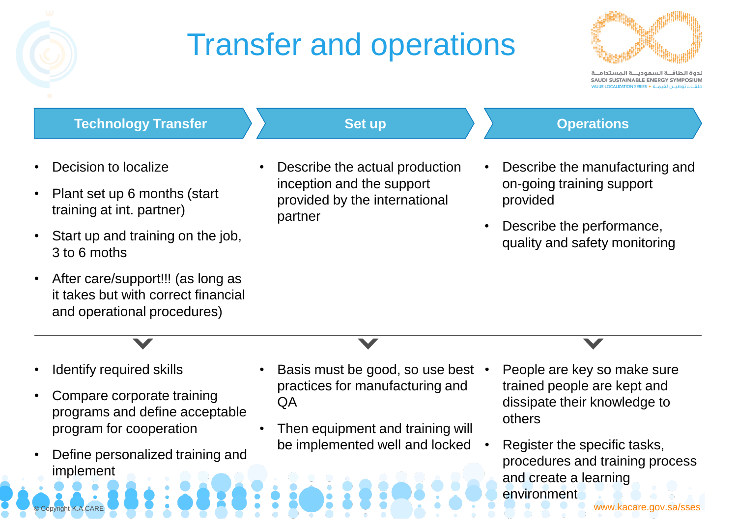# Transfer and operations

## Technology Transfer

- Decision to localize
- Plant set up 6 months (start training at int. partner)
- Start up and training on the job, 3 to 6 moths
- After care/support!!! (as long as it takes but with correct financial and operational procedures)

---

- Identify required skills
- Compare corporate training programs and define acceptable program for cooperation
- Define personalized training and implement

## Set up

- Describe the actual production inception and the support provided by the international partner

---

- Basis must be good, so use best practices for manufacturing and QA
- Then equipment and training will be implemented well and locked

## Operations

- Describe the manufacturing and on-going training support provided
- Describe the performance, quality and safety monitoring

---

- People are key so make sure trained people are kept and dissipate their knowledge to others
- Register the specific tasks, procedures and training process and create a learning environment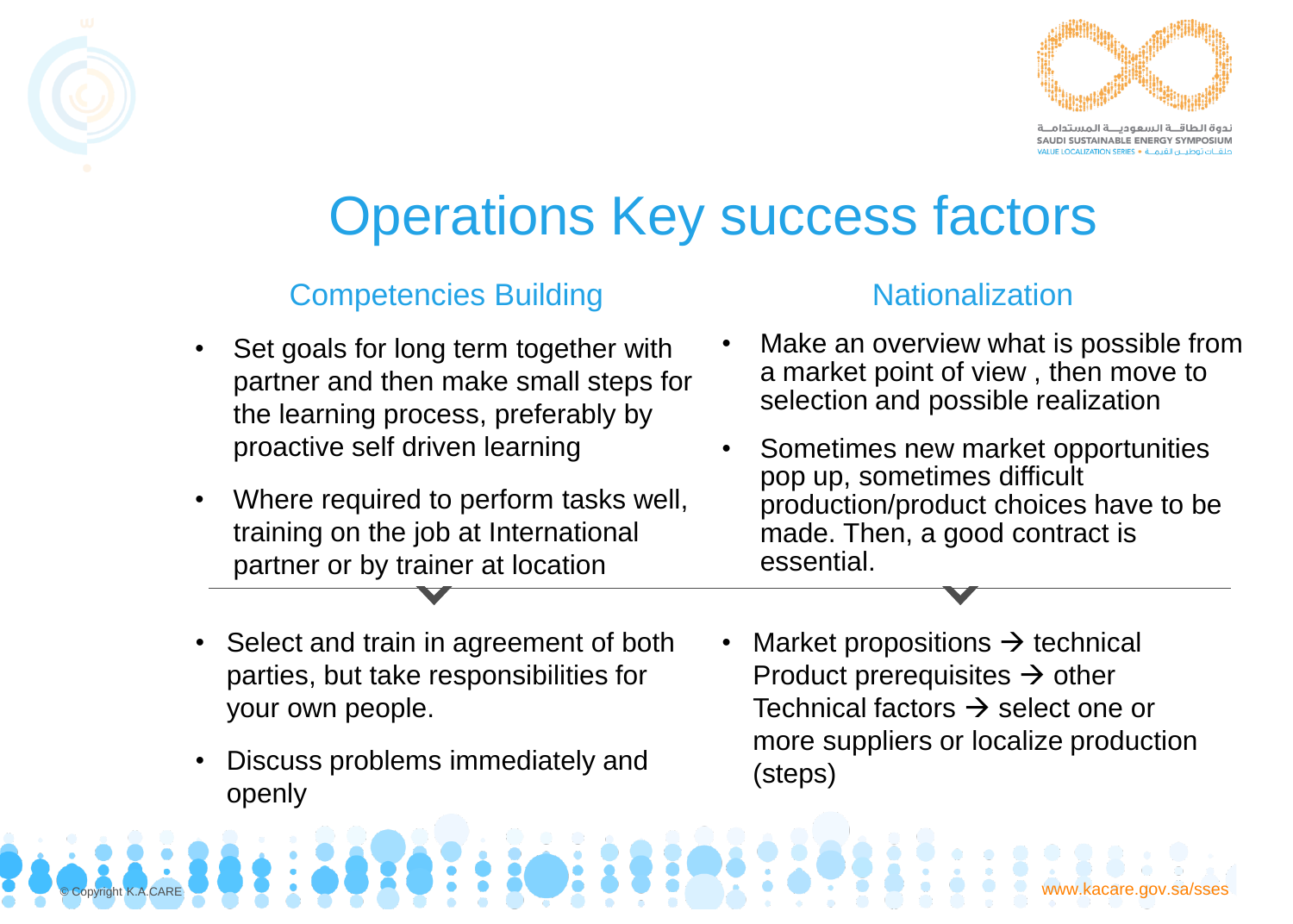# Operations Key success factors

## Competencies Building

- Set goals for long term together with partner and then make small steps for the learning process, preferably by proactive self driven learning
- Where required to perform tasks well, training on the job at International partner or by trainer at location

---

- Select and train in agreement of both parties, but take responsibilities for your own people.
- Discuss problems immediately and openly

## Nationalization

- Make an overview what is possible from a market point of view , then move to selection and possible realization
- Sometimes new market opportunities pop up, sometimes difficult production/product choices have to be made. Then, a good contract is essential.

---

- Market propositions → technical Product prerequisites → other Technical factors → select one or more suppliers or localize production (steps)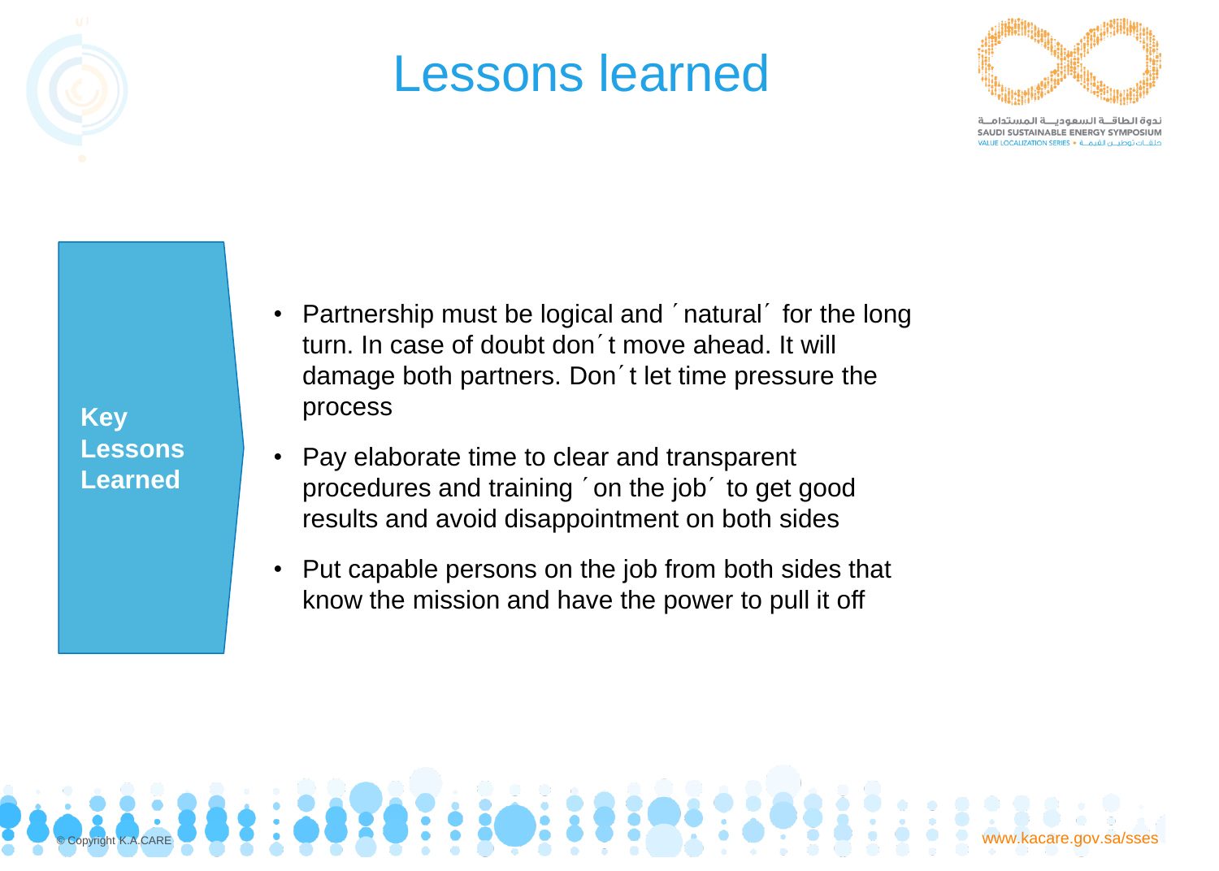# Lessons learned

**Key Lessons Learned**

- Partnership must be logical and ´natural´ for the long turn. In case of doubt don´t move ahead. It will damage both partners. Don´t let time pressure the process
- Pay elaborate time to clear and transparent procedures and training ´on the job´ to get good results and avoid disappointment on both sides
- Put capable persons on the job from both sides that know the mission and have the power to pull it off